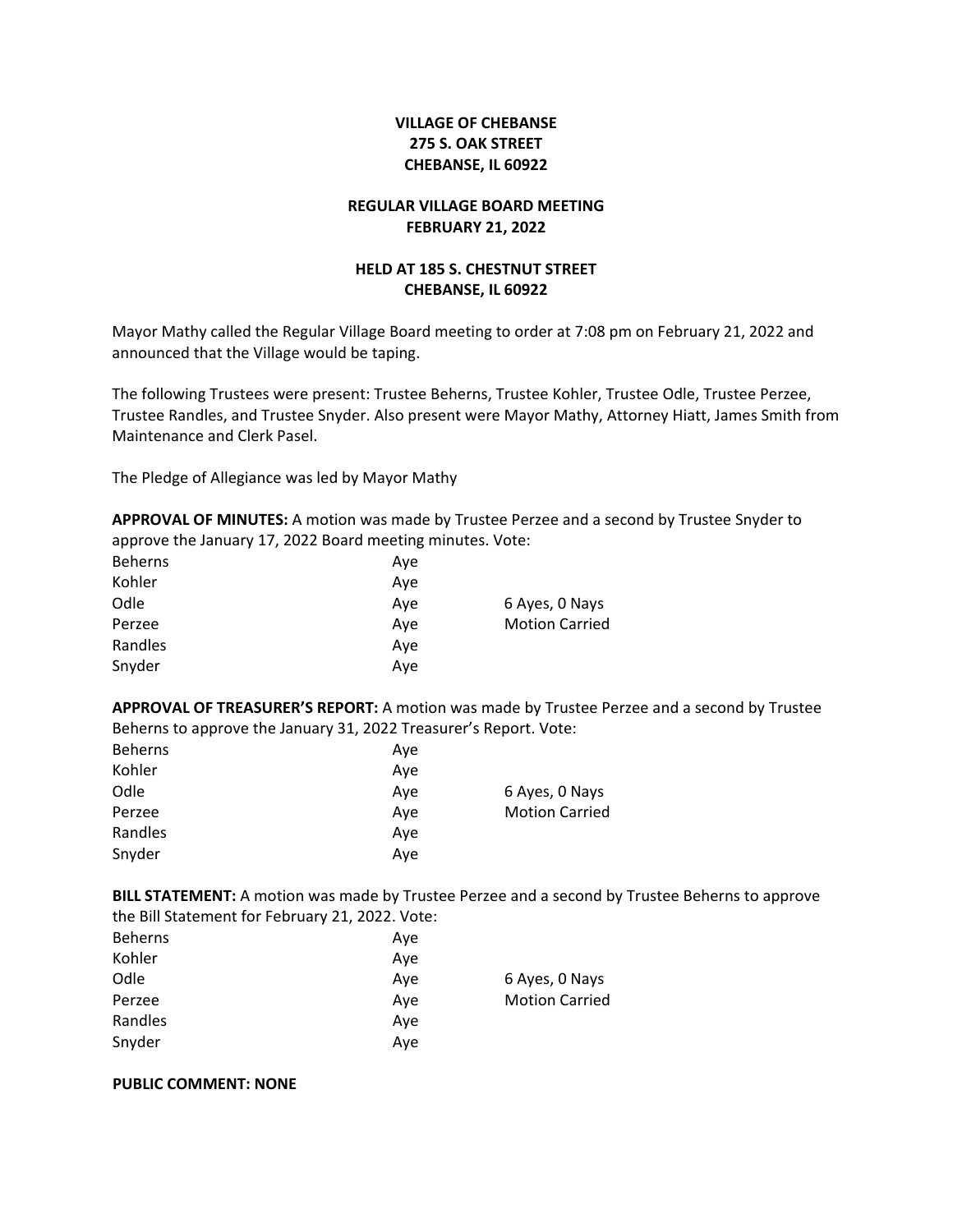**VILLAGE OF CHEBANSE**
**275 S. OAK STREET**
**CHEBANSE, IL 60922**

**REGULAR VILLAGE BOARD MEETING**
**FEBRUARY 21, 2022**

**HELD AT 185 S. CHESTNUT STREET**
**CHEBANSE, IL 60922**

Mayor Mathy called the Regular Village Board meeting to order at 7:08 pm on February 21, 2022 and announced that the Village would be taping.

The following Trustees were present: Trustee Beherns, Trustee Kohler, Trustee Odle, Trustee Perzee, Trustee Randles, and Trustee Snyder. Also present were Mayor Mathy, Attorney Hiatt, James Smith from Maintenance and Clerk Pasel.

The Pledge of Allegiance was led by Mayor Mathy

**APPROVAL OF MINUTES:** A motion was made by Trustee Perzee and a second by Trustee Snyder to approve the January 17, 2022 Board meeting minutes. Vote:

| | | |
|---|---|---|
| Beherns | Aye | |
| Kohler | Aye | |
| Odle | Aye | 6 Ayes, 0 Nays |
| Perzee | Aye | Motion Carried |
| Randles | Aye | |
| Snyder | Aye | |

**APPROVAL OF TREASURER'S REPORT:** A motion was made by Trustee Perzee and a second by Trustee Beherns to approve the January 31, 2022 Treasurer's Report. Vote:

| | | |
|---|---|---|
| Beherns | Aye | |
| Kohler | Aye | |
| Odle | Aye | 6 Ayes, 0 Nays |
| Perzee | Aye | Motion Carried |
| Randles | Aye | |
| Snyder | Aye | |

**BILL STATEMENT:** A motion was made by Trustee Perzee and a second by Trustee Beherns to approve the Bill Statement for February 21, 2022. Vote:

| | | |
|---|---|---|
| Beherns | Aye | |
| Kohler | Aye | |
| Odle | Aye | 6 Ayes, 0 Nays |
| Perzee | Aye | Motion Carried |
| Randles | Aye | |
| Snyder | Aye | |

**PUBLIC COMMENT: NONE**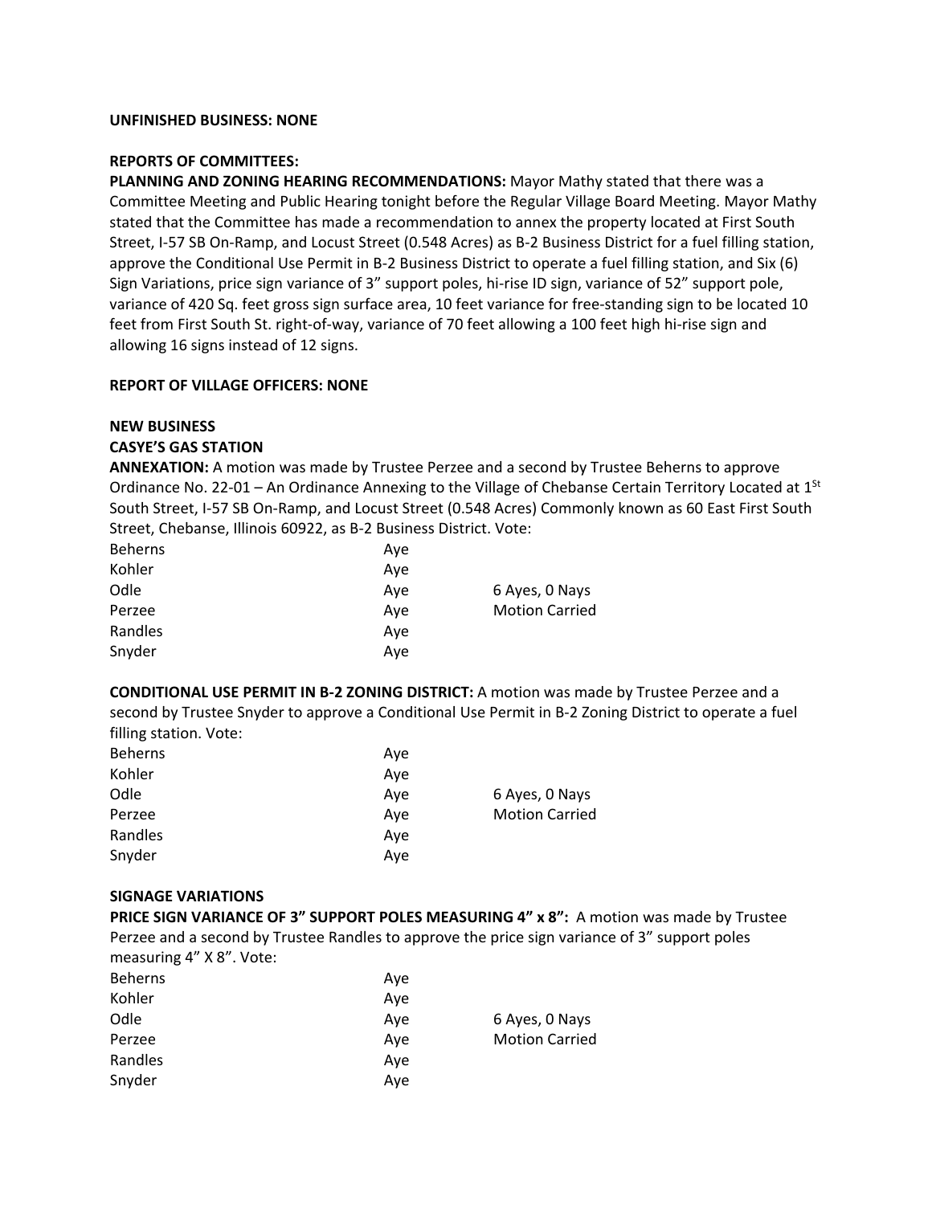**UNFINISHED BUSINESS: NONE**

**REPORTS OF COMMITTEES:**

**PLANNING AND ZONING HEARING RECOMMENDATIONS:** Mayor Mathy stated that there was a Committee Meeting and Public Hearing tonight before the Regular Village Board Meeting. Mayor Mathy stated that the Committee has made a recommendation to annex the property located at First South Street, I-57 SB On-Ramp, and Locust Street (0.548 Acres) as B-2 Business District for a fuel filling station, approve the Conditional Use Permit in B-2 Business District to operate a fuel filling station, and Six (6) Sign Variations, price sign variance of 3" support poles, hi-rise ID sign, variance of 52" support pole, variance of 420 Sq. feet gross sign surface area, 10 feet variance for free-standing sign to be located 10 feet from First South St. right-of-way, variance of 70 feet allowing a 100 feet high hi-rise sign and allowing 16 signs instead of 12 signs.

**REPORT OF VILLAGE OFFICERS: NONE**

**NEW BUSINESS**

**CASYE'S GAS STATION**

**ANNEXATION:** A motion was made by Trustee Perzee and a second by Trustee Beherns to approve Ordinance No. 22-01 – An Ordinance Annexing to the Village of Chebanse Certain Territory Located at 1st South Street, I-57 SB On-Ramp, and Locust Street (0.548 Acres) Commonly known as 60 East First South Street, Chebanse, Illinois 60922, as B-2 Business District. Vote:

| | | |
|---|---|---|
| Beherns | Aye | |
| Kohler | Aye | |
| Odle | Aye | 6 Ayes, 0 Nays |
| Perzee | Aye | Motion Carried |
| Randles | Aye | |
| Snyder | Aye | |

**CONDITIONAL USE PERMIT IN B-2 ZONING DISTRICT:** A motion was made by Trustee Perzee and a second by Trustee Snyder to approve a Conditional Use Permit in B-2 Zoning District to operate a fuel filling station. Vote:

| | | |
|---|---|---|
| Beherns | Aye | |
| Kohler | Aye | |
| Odle | Aye | 6 Ayes, 0 Nays |
| Perzee | Aye | Motion Carried |
| Randles | Aye | |
| Snyder | Aye | |

**SIGNAGE VARIATIONS**

**PRICE SIGN VARIANCE OF 3" SUPPORT POLES MEASURING 4" x 8":** A motion was made by Trustee Perzee and a second by Trustee Randles to approve the price sign variance of 3" support poles measuring 4" X 8". Vote:

| | | |
|---|---|---|
| Beherns | Aye | |
| Kohler | Aye | |
| Odle | Aye | 6 Ayes, 0 Nays |
| Perzee | Aye | Motion Carried |
| Randles | Aye | |
| Snyder | Aye | |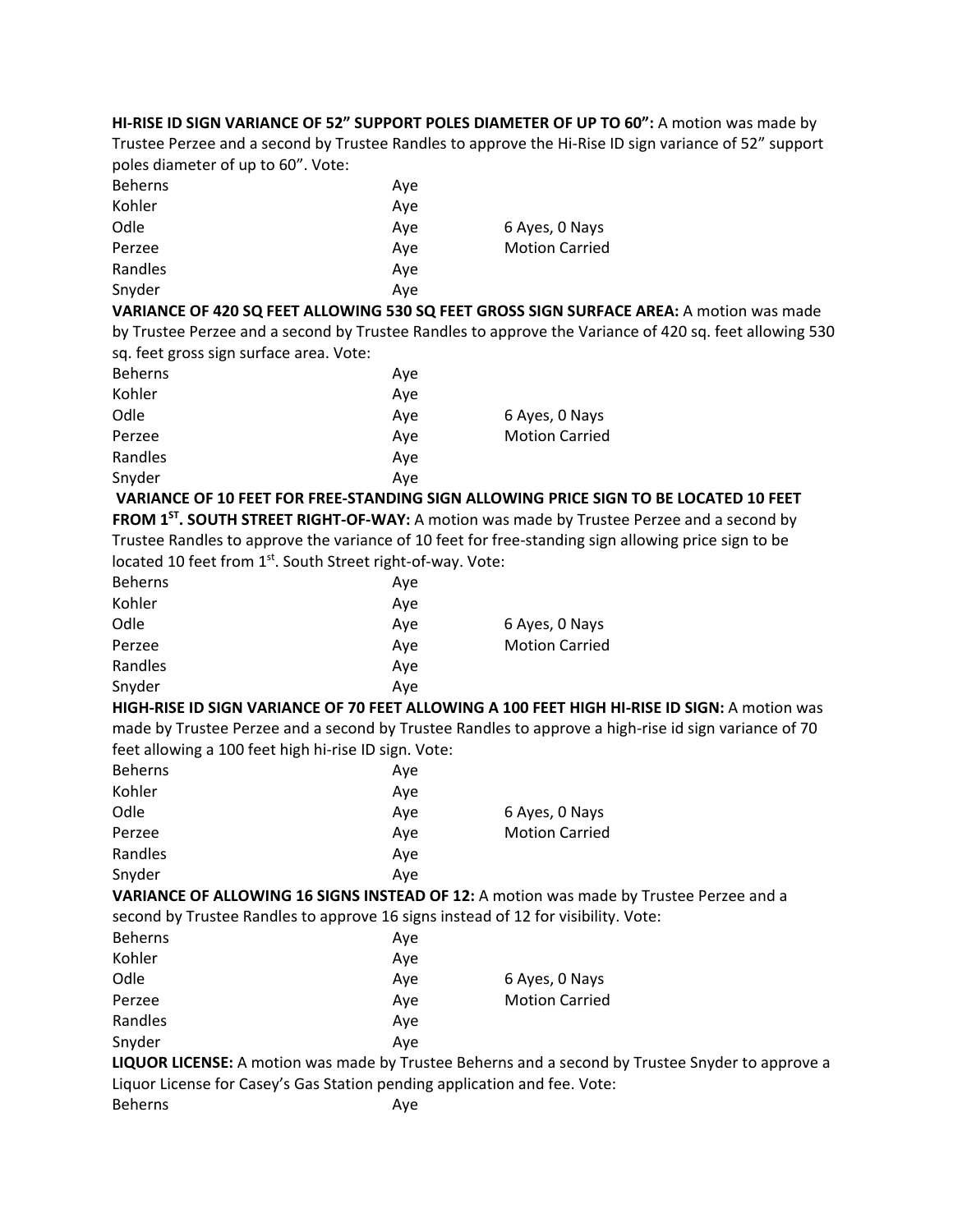**HI-RISE ID SIGN VARIANCE OF 52" SUPPORT POLES DIAMETER OF UP TO 60":** A motion was made by Trustee Perzee and a second by Trustee Randles to approve the Hi-Rise ID sign variance of 52" support poles diameter of up to 60". Vote:

| | | |
|---|---|---|
| Beherns | Aye | |
| Kohler | Aye | |
| Odle | Aye | 6 Ayes, 0 Nays |
| Perzee | Aye | Motion Carried |
| Randles | Aye | |
| Snyder | Aye | |

**VARIANCE OF 420 SQ FEET ALLOWING 530 SQ FEET GROSS SIGN SURFACE AREA:** A motion was made by Trustee Perzee and a second by Trustee Randles to approve the Variance of 420 sq. feet allowing 530 sq. feet gross sign surface area. Vote:

| | | |
|---|---|---|
| Beherns | Aye | |
| Kohler | Aye | |
| Odle | Aye | 6 Ayes, 0 Nays |
| Perzee | Aye | Motion Carried |
| Randles | Aye | |
| Snyder | Aye | |

**VARIANCE OF 10 FEET FOR FREE-STANDING SIGN ALLOWING PRICE SIGN TO BE LOCATED 10 FEET FROM 1ST. SOUTH STREET RIGHT-OF-WAY:** A motion was made by Trustee Perzee and a second by Trustee Randles to approve the variance of 10 feet for free-standing sign allowing price sign to be located 10 feet from 1st. South Street right-of-way. Vote:

| | | |
|---|---|---|
| Beherns | Aye | |
| Kohler | Aye | |
| Odle | Aye | 6 Ayes, 0 Nays |
| Perzee | Aye | Motion Carried |
| Randles | Aye | |
| Snyder | Aye | |

**HIGH-RISE ID SIGN VARIANCE OF 70 FEET ALLOWING A 100 FEET HIGH HI-RISE ID SIGN:** A motion was made by Trustee Perzee and a second by Trustee Randles to approve a high-rise id sign variance of 70 feet allowing a 100 feet high hi-rise ID sign. Vote:

| | | |
|---|---|---|
| Beherns | Aye | |
| Kohler | Aye | |
| Odle | Aye | 6 Ayes, 0 Nays |
| Perzee | Aye | Motion Carried |
| Randles | Aye | |
| Snyder | Aye | |

**VARIANCE OF ALLOWING 16 SIGNS INSTEAD OF 12:** A motion was made by Trustee Perzee and a second by Trustee Randles to approve 16 signs instead of 12 for visibility. Vote:

| | | |
|---|---|---|
| Beherns | Aye | |
| Kohler | Aye | |
| Odle | Aye | 6 Ayes, 0 Nays |
| Perzee | Aye | Motion Carried |
| Randles | Aye | |
| Snyder | Aye | |

**LIQUOR LICENSE:** A motion was made by Trustee Beherns and a second by Trustee Snyder to approve a Liquor License for Casey's Gas Station pending application and fee. Vote:

| | |
|---|---|
| Beherns | Aye |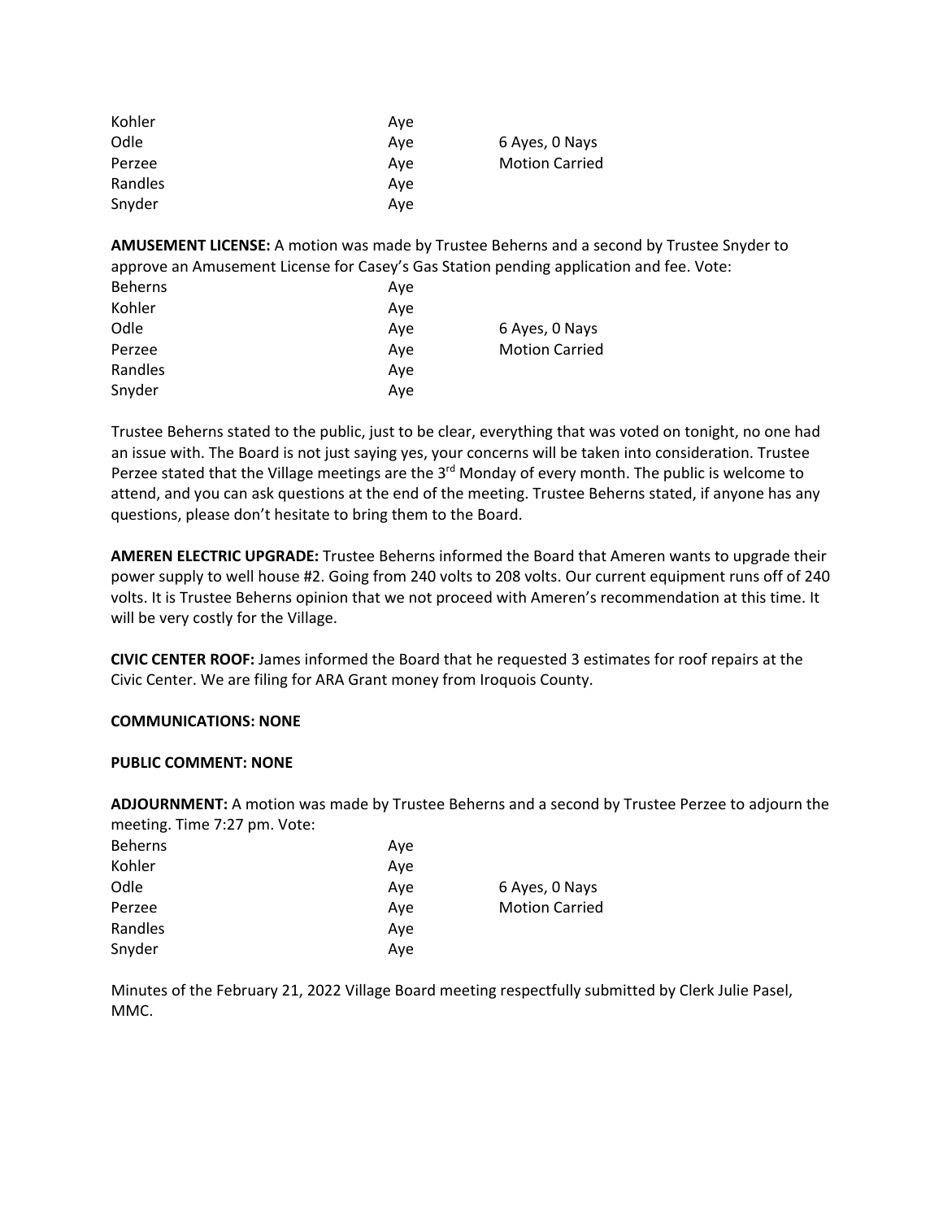| | | |
|---|---|---|
| Kohler | Aye | |
| Odle | Aye | 6 Ayes, 0 Nays |
| Perzee | Aye | Motion Carried |
| Randles | Aye | |
| Snyder | Aye | |

**AMUSEMENT LICENSE:** A motion was made by Trustee Beherns and a second by Trustee Snyder to approve an Amusement License for Casey's Gas Station pending application and fee. Vote:

| | | |
|---|---|---|
| Beherns | Aye | |
| Kohler | Aye | |
| Odle | Aye | 6 Ayes, 0 Nays |
| Perzee | Aye | Motion Carried |
| Randles | Aye | |
| Snyder | Aye | |

Trustee Beherns stated to the public, just to be clear, everything that was voted on tonight, no one had an issue with. The Board is not just saying yes, your concerns will be taken into consideration. Trustee Perzee stated that the Village meetings are the 3rd Monday of every month. The public is welcome to attend, and you can ask questions at the end of the meeting. Trustee Beherns stated, if anyone has any questions, please don't hesitate to bring them to the Board.

**AMEREN ELECTRIC UPGRADE:** Trustee Beherns informed the Board that Ameren wants to upgrade their power supply to well house #2. Going from 240 volts to 208 volts. Our current equipment runs off of 240 volts. It is Trustee Beherns opinion that we not proceed with Ameren's recommendation at this time. It will be very costly for the Village.

**CIVIC CENTER ROOF:** James informed the Board that he requested 3 estimates for roof repairs at the Civic Center. We are filing for ARA Grant money from Iroquois County.

**COMMUNICATIONS: NONE**

**PUBLIC COMMENT: NONE**

**ADJOURNMENT:** A motion was made by Trustee Beherns and a second by Trustee Perzee to adjourn the meeting. Time 7:27 pm. Vote:

| | | |
|---|---|---|
| Beherns | Aye | |
| Kohler | Aye | |
| Odle | Aye | 6 Ayes, 0 Nays |
| Perzee | Aye | Motion Carried |
| Randles | Aye | |
| Snyder | Aye | |

Minutes of the February 21, 2022 Village Board meeting respectfully submitted by Clerk Julie Pasel, MMC.